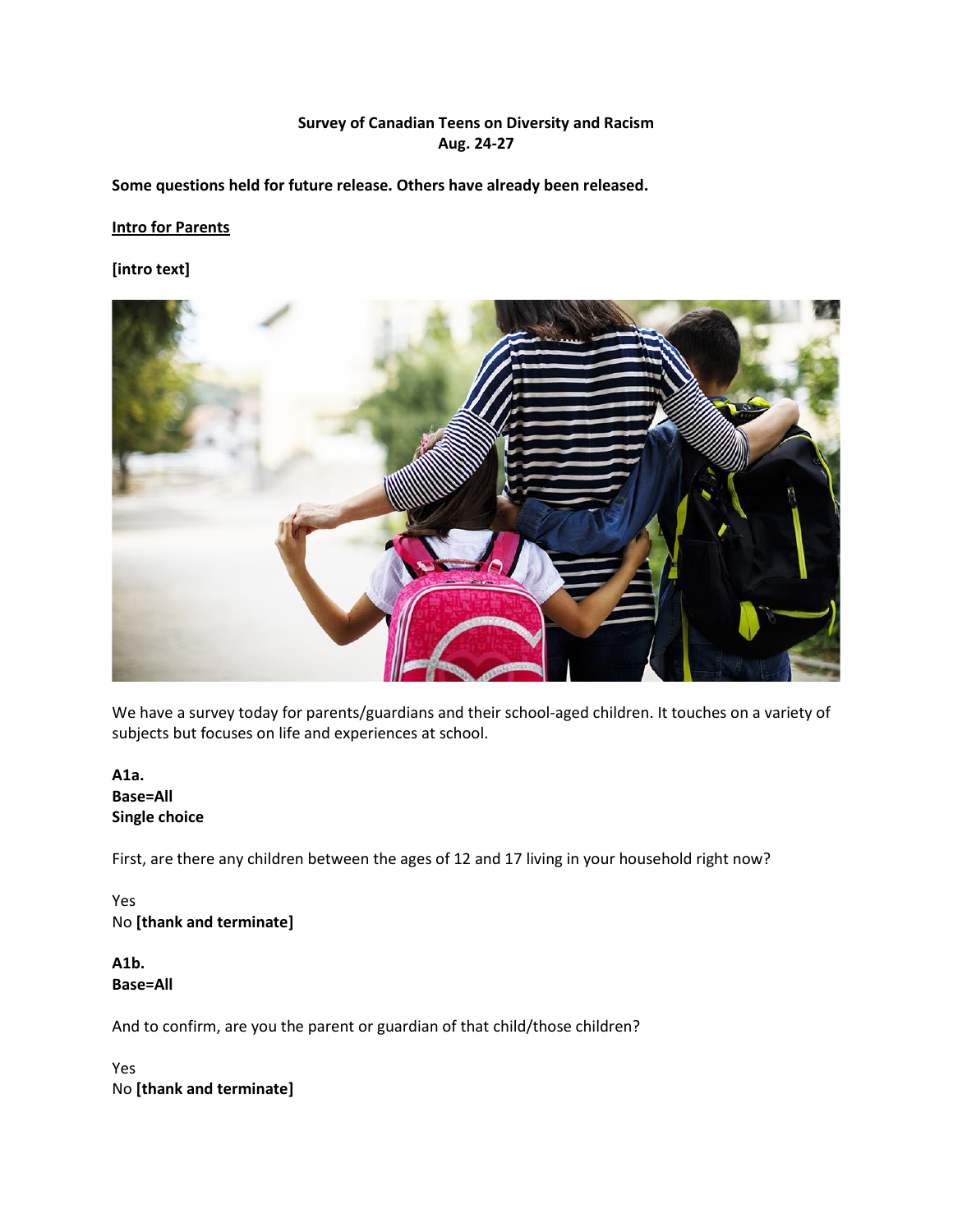**Survey of Canadian Teens on Diversity and Racism**
**Aug. 24-27**

**Some questions held for future release. Others have already been released.**

**<u>Intro for Parents</u>**

**[intro text]**

We have a survey today for parents/guardians and their school-aged children. It touches on a variety of subjects but focuses on life and experiences at school.

**A1a.**
**Base=All**
**Single choice**

First, are there any children between the ages of 12 and 17 living in your household right now?

Yes
No **[thank and terminate]**

**A1b.**
**Base=All**

And to confirm, are you the parent or guardian of that child/those children?

Yes
No **[thank and terminate]**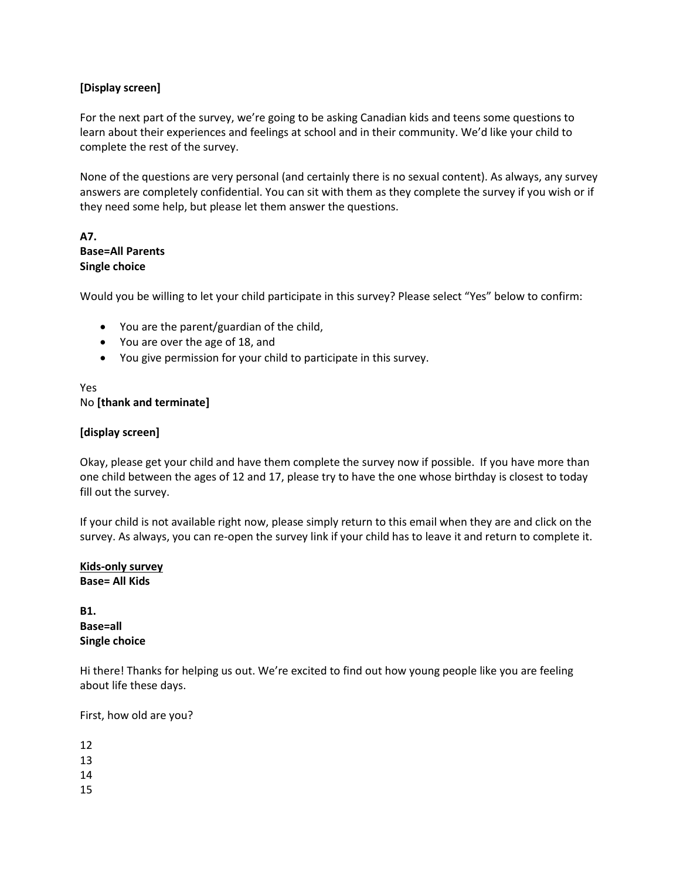**[Display screen]**

For the next part of the survey, we're going to be asking Canadian kids and teens some questions to learn about their experiences and feelings at school and in their community. We'd like your child to complete the rest of the survey.

None of the questions are very personal (and certainly there is no sexual content). As always, any survey answers are completely confidential. You can sit with them as they complete the survey if you wish or if they need some help, but please let them answer the questions.

**A7.**
**Base=All Parents**
**Single choice**

Would you be willing to let your child participate in this survey? Please select "Yes" below to confirm:

- You are the parent/guardian of the child,
- You are over the age of 18, and
- You give permission for your child to participate in this survey.

Yes
No **[thank and terminate]**

**[display screen]**

Okay, please get your child and have them complete the survey now if possible. If you have more than one child between the ages of 12 and 17, please try to have the one whose birthday is closest to today fill out the survey.

If your child is not available right now, please simply return to this email when they are and click on the survey. As always, you can re-open the survey link if your child has to leave it and return to complete it.

**<u>Kids-only survey</u>**
**Base= All Kids**

**B1.**
**Base=all**
**Single choice**

Hi there! Thanks for helping us out. We're excited to find out how young people like you are feeling about life these days.

First, how old are you?

12
13
14
15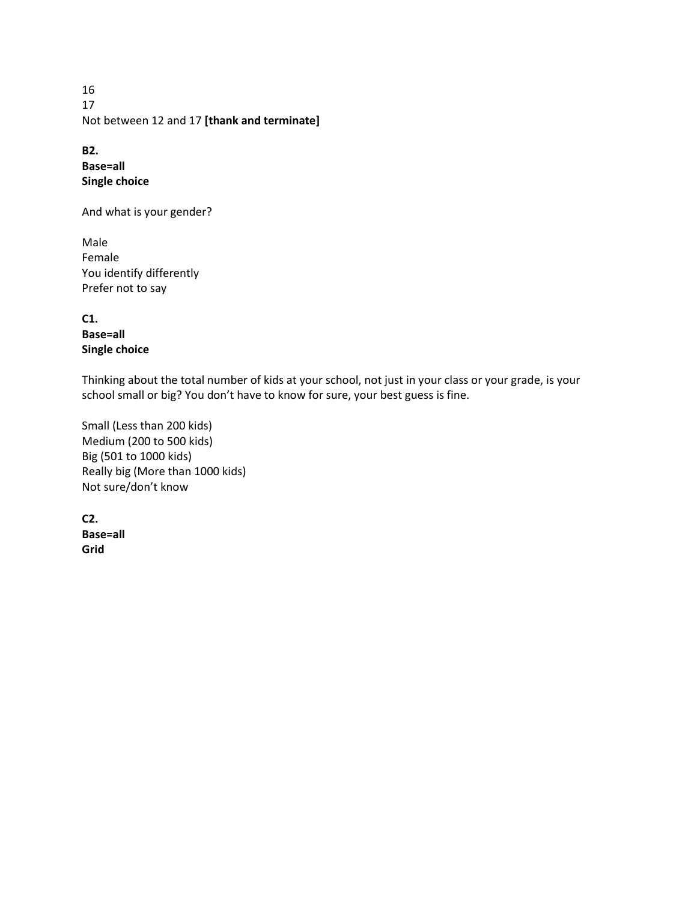16
17
Not between 12 and 17 **[thank and terminate]**

**B2.**
**Base=all**
**Single choice**

And what is your gender?

Male
Female
You identify differently
Prefer not to say

**C1.**
**Base=all**
**Single choice**

Thinking about the total number of kids at your school, not just in your class or your grade, is your school small or big? You don't have to know for sure, your best guess is fine.

Small (Less than 200 kids)
Medium (200 to 500 kids)
Big (501 to 1000 kids)
Really big (More than 1000 kids)
Not sure/don't know

**C2.**
**Base=all**
**Grid**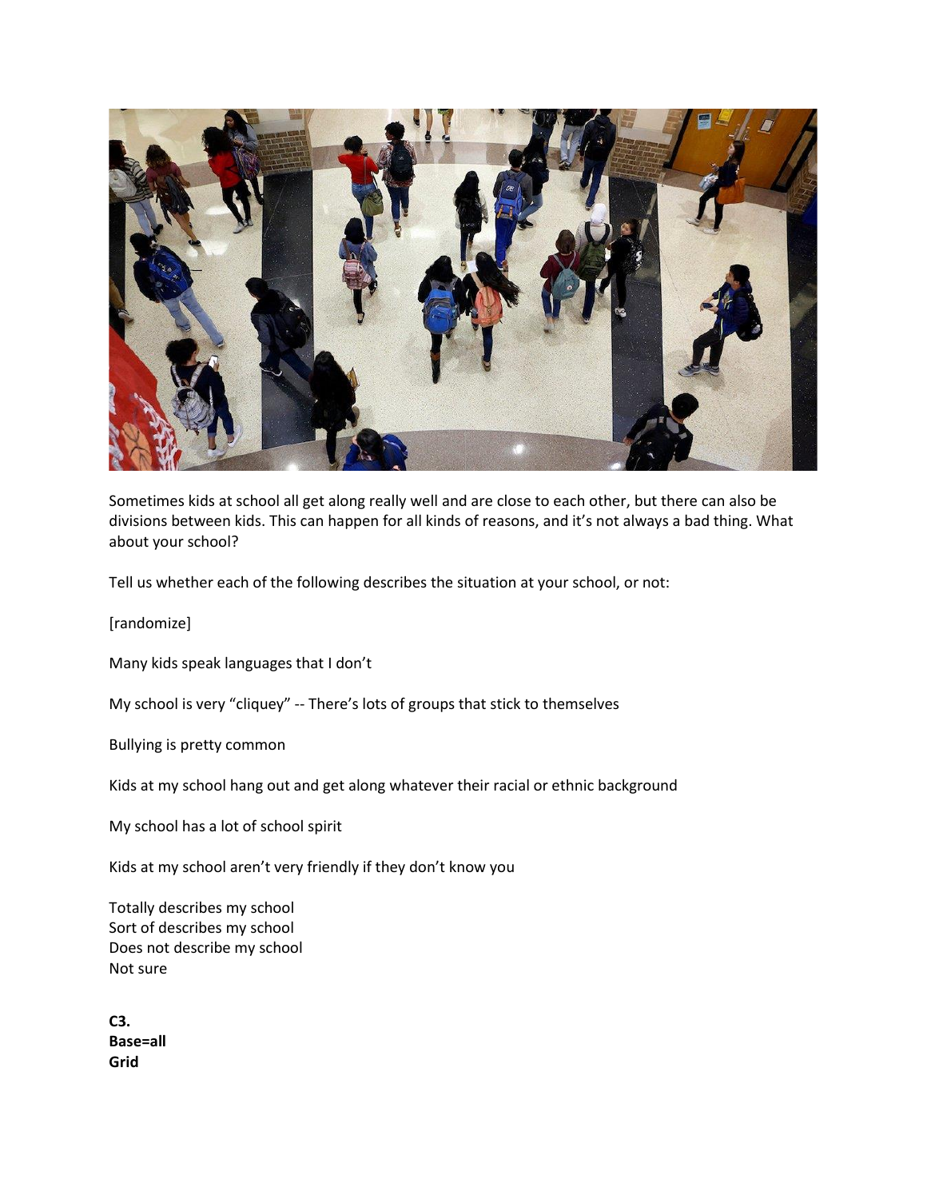Sometimes kids at school all get along really well and are close to each other, but there can also be divisions between kids. This can happen for all kinds of reasons, and it's not always a bad thing. What about your school?

Tell us whether each of the following describes the situation at your school, or not:

[randomize]

Many kids speak languages that I don't

My school is very "cliquey" -- There's lots of groups that stick to themselves

Bullying is pretty common

Kids at my school hang out and get along whatever their racial or ethnic background

My school has a lot of school spirit

Kids at my school aren't very friendly if they don't know you

Totally describes my school
Sort of describes my school
Does not describe my school
Not sure

**C3.**
**Base=all**
**Grid**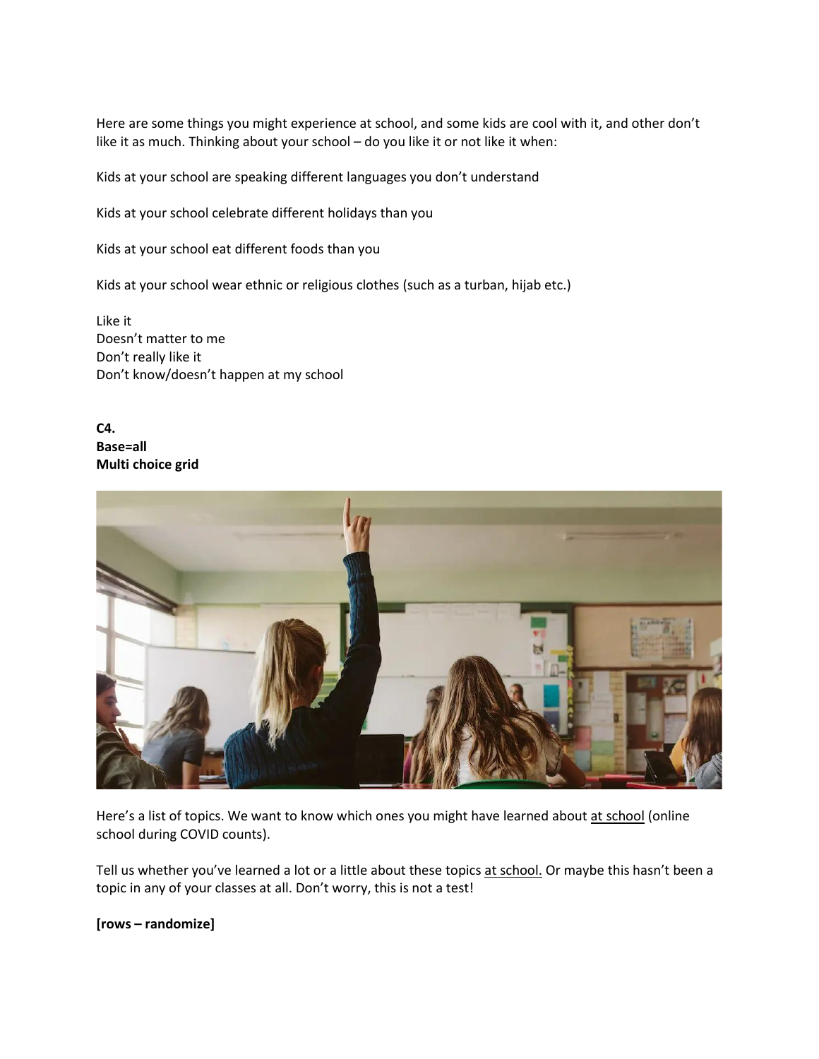Here are some things you might experience at school, and some kids are cool with it, and other don't like it as much. Thinking about your school – do you like it or not like it when:

Kids at your school are speaking different languages you don't understand

Kids at your school celebrate different holidays than you

Kids at your school eat different foods than you

Kids at your school wear ethnic or religious clothes (such as a turban, hijab etc.)

Like it
Doesn't matter to me
Don't really like it
Don't know/doesn't happen at my school

**C4.**
**Base=all**
**Multi choice grid**

Here's a list of topics. We want to know which ones you might have learned about <u>at school</u> (online school during COVID counts).

Tell us whether you've learned a lot or a little about these topics <u>at school.</u> Or maybe this hasn't been a topic in any of your classes at all. Don't worry, this is not a test!

**[rows – randomize]**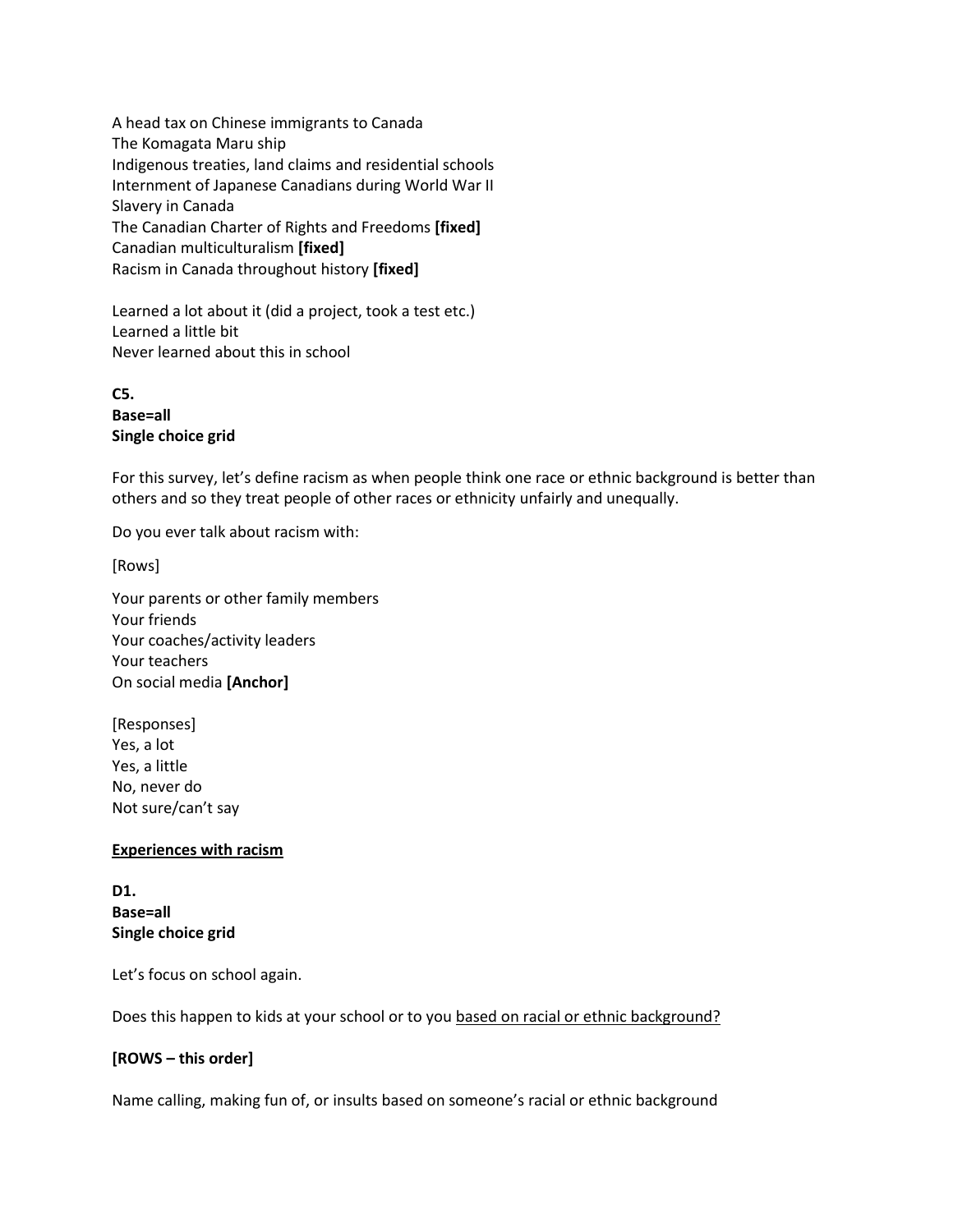A head tax on Chinese immigrants to Canada
The Komagata Maru ship
Indigenous treaties, land claims and residential schools
Internment of Japanese Canadians during World War II
Slavery in Canada
The Canadian Charter of Rights and Freedoms **[fixed]**
Canadian multiculturalism **[fixed]**
Racism in Canada throughout history **[fixed]**

Learned a lot about it (did a project, took a test etc.)
Learned a little bit
Never learned about this in school

**C5.**
**Base=all**
**Single choice grid**

For this survey, let's define racism as when people think one race or ethnic background is better than others and so they treat people of other races or ethnicity unfairly and unequally.

Do you ever talk about racism with:

[Rows]

Your parents or other family members
Your friends
Your coaches/activity leaders
Your teachers
On social media **[Anchor]**

[Responses]
Yes, a lot
Yes, a little
No, never do
Not sure/can't say

**<u>Experiences with racism</u>**

**D1.**
**Base=all**
**Single choice grid**

Let's focus on school again.

Does this happen to kids at your school or to you <u>based on racial or ethnic background?</u>

**[ROWS – this order]**

Name calling, making fun of, or insults based on someone's racial or ethnic background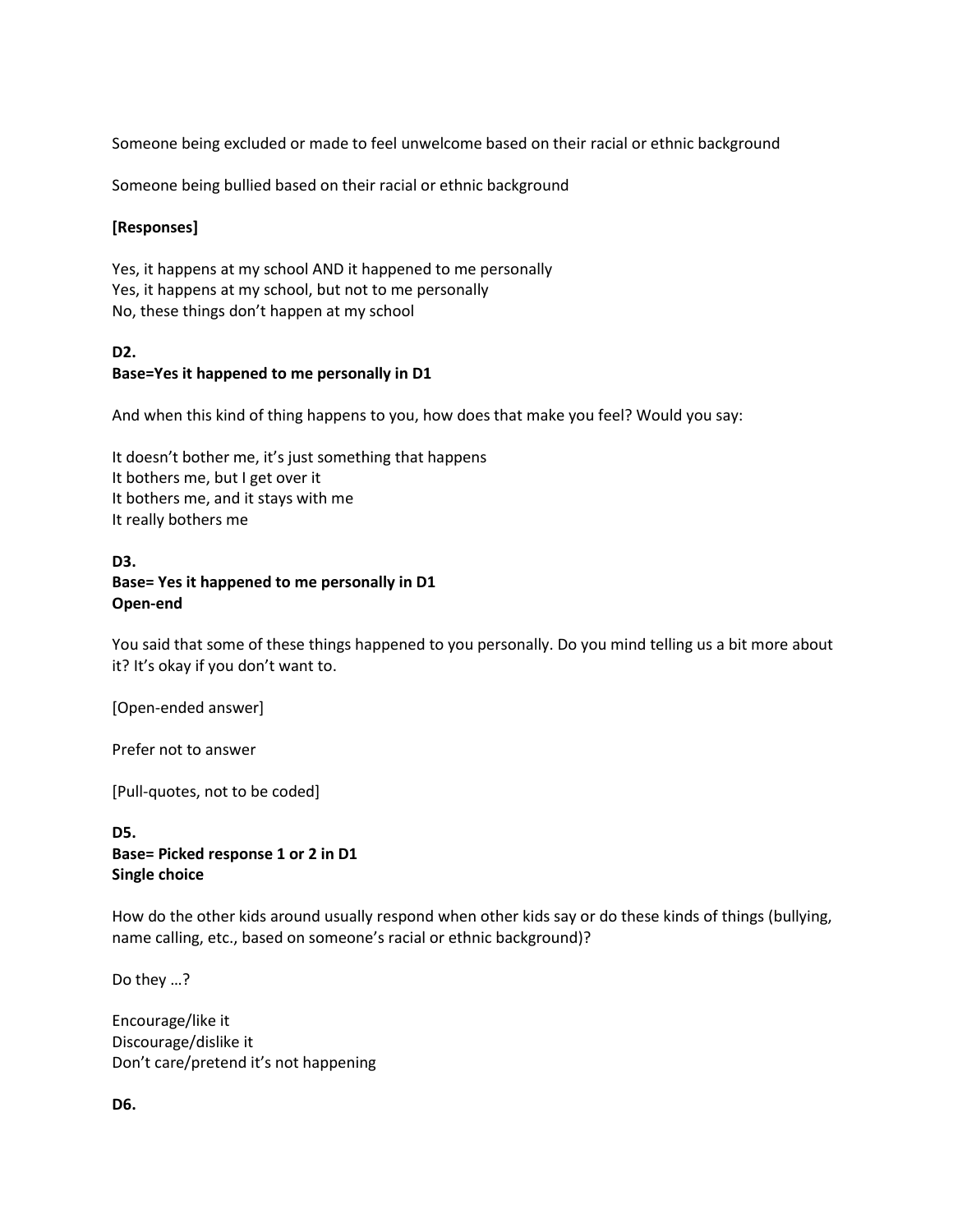Someone being excluded or made to feel unwelcome based on their racial or ethnic background

Someone being bullied based on their racial or ethnic background

**[Responses]**

Yes, it happens at my school AND it happened to me personally
Yes, it happens at my school, but not to me personally
No, these things don't happen at my school

**D2.**
**Base=Yes it happened to me personally in D1**

And when this kind of thing happens to you, how does that make you feel? Would you say:

It doesn't bother me, it's just something that happens
It bothers me, but I get over it
It bothers me, and it stays with me
It really bothers me

**D3.**
**Base= Yes it happened to me personally in D1**
**Open-end**

You said that some of these things happened to you personally. Do you mind telling us a bit more about it? It's okay if you don't want to.

[Open-ended answer]

Prefer not to answer

[Pull-quotes, not to be coded]

**D5.**
**Base= Picked response 1 or 2 in D1**
**Single choice**

How do the other kids around usually respond when other kids say or do these kinds of things (bullying, name calling, etc., based on someone's racial or ethnic background)?

Do they …?

Encourage/like it
Discourage/dislike it
Don't care/pretend it's not happening

**D6.**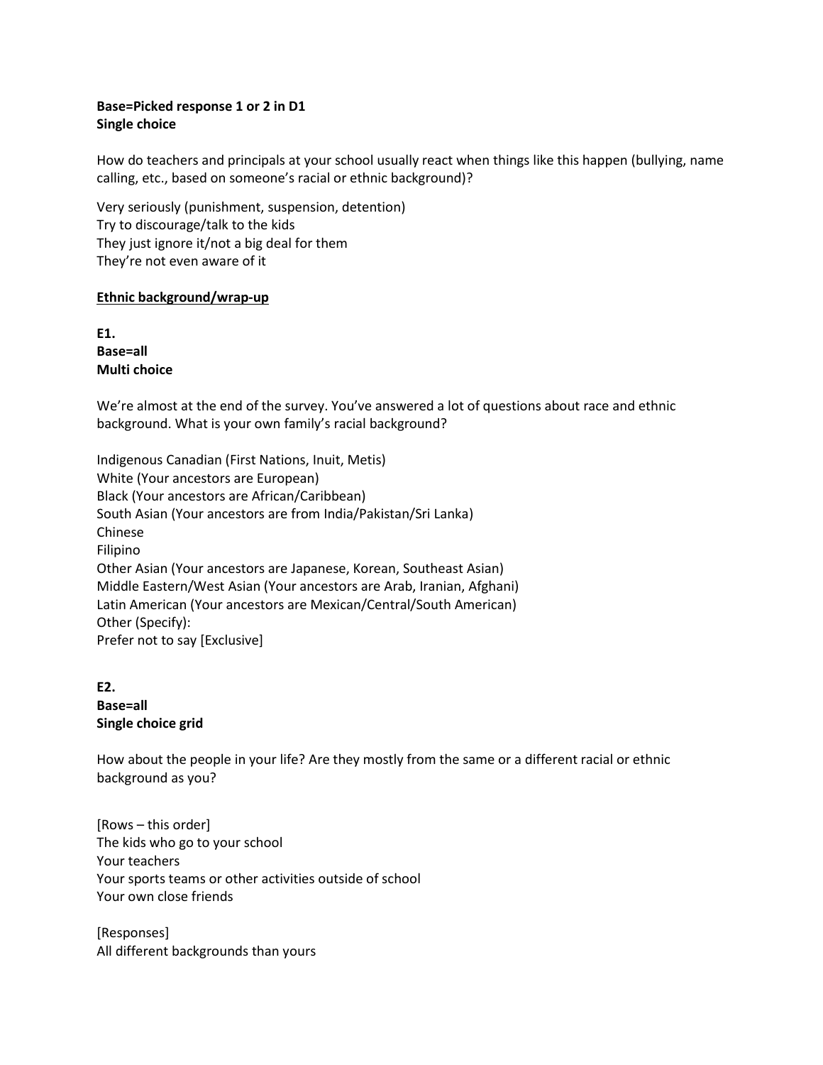**Base=Picked response 1 or 2 in D1**
**Single choice**

How do teachers and principals at your school usually react when things like this happen (bullying, name calling, etc., based on someone's racial or ethnic background)?

Very seriously (punishment, suspension, detention)
Try to discourage/talk to the kids
They just ignore it/not a big deal for them
They're not even aware of it

<u>**Ethnic background/wrap-up**</u>

**E1.**
**Base=all**
**Multi choice**

We're almost at the end of the survey. You've answered a lot of questions about race and ethnic background. What is your own family's racial background?

Indigenous Canadian (First Nations, Inuit, Metis)
White (Your ancestors are European)
Black (Your ancestors are African/Caribbean)
South Asian (Your ancestors are from India/Pakistan/Sri Lanka)
Chinese
Filipino
Other Asian (Your ancestors are Japanese, Korean, Southeast Asian)
Middle Eastern/West Asian (Your ancestors are Arab, Iranian, Afghani)
Latin American (Your ancestors are Mexican/Central/South American)
Other (Specify):
Prefer not to say [Exclusive]

**E2.**
**Base=all**
**Single choice grid**

How about the people in your life? Are they mostly from the same or a different racial or ethnic background as you?

[Rows – this order]
The kids who go to your school
Your teachers
Your sports teams or other activities outside of school
Your own close friends

[Responses]
All different backgrounds than yours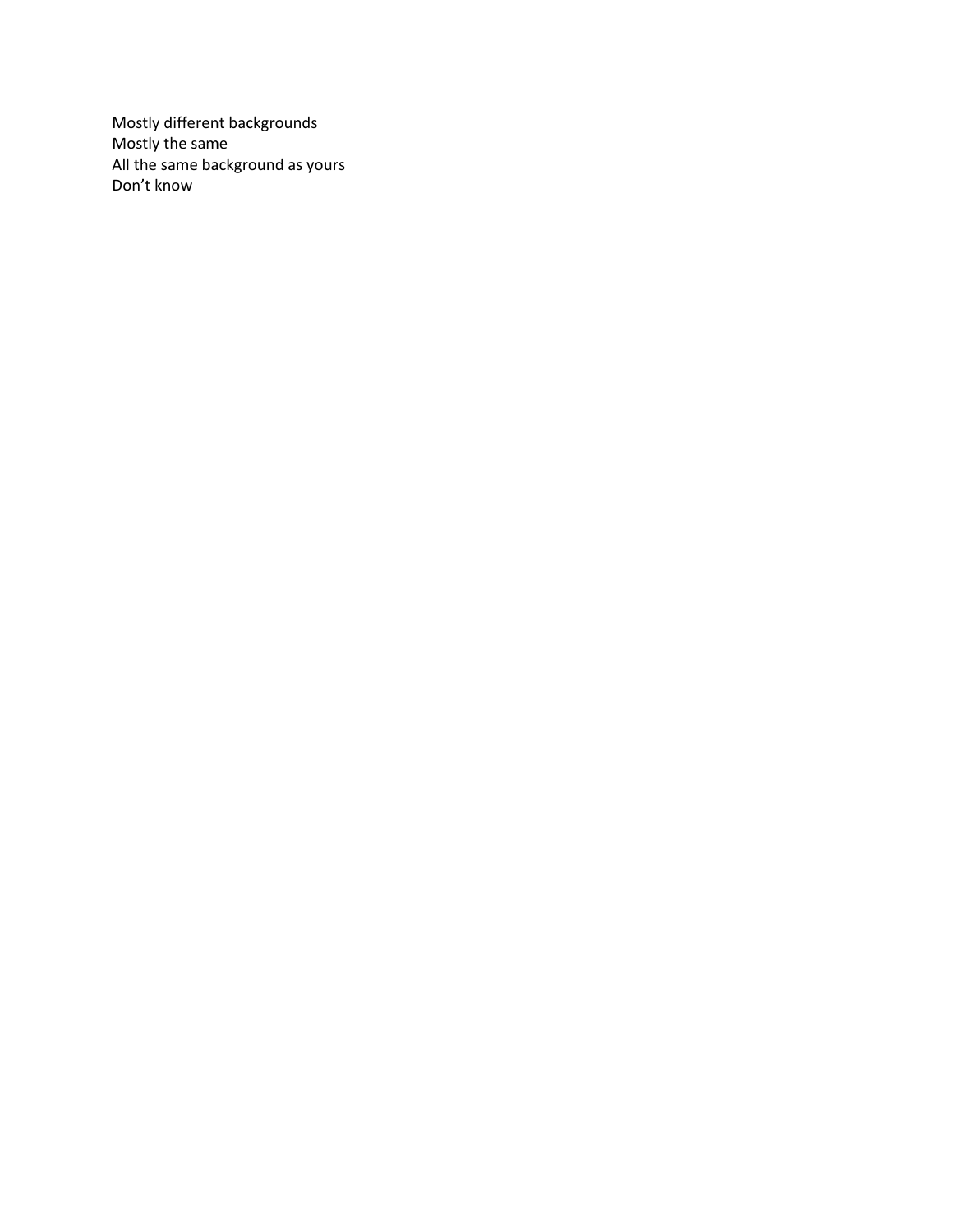Mostly different backgrounds
Mostly the same
All the same background as yours
Don't know